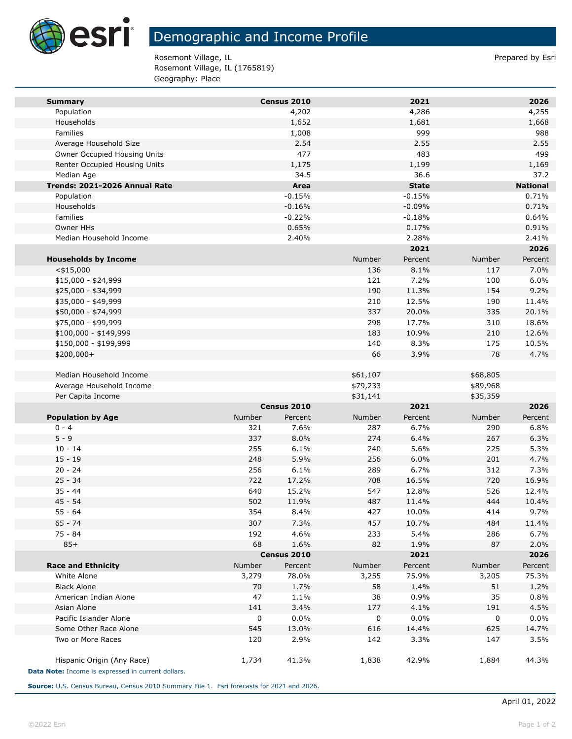# Demographic and Income Profile

Rosemont Village, IL
Rosemont Village, IL (1765819)
Geography: Place

Prepared by Esri

| Summary | Census 2010 | 2021 | 2026 |
|---|---|---|---|
| Population | 4,202 | 4,286 | 4,255 |
| Households | 1,652 | 1,681 | 1,668 |
| Families | 1,008 | 999 | 988 |
| Average Household Size | 2.54 | 2.55 | 2.55 |
| Owner Occupied Housing Units | 477 | 483 | 499 |
| Renter Occupied Housing Units | 1,175 | 1,199 | 1,169 |
| Median Age | 34.5 | 36.6 | 37.2 |

| Trends: 2021-2026 Annual Rate | Area | State | National |
|---|---|---|---|
| Population | -0.15% | -0.15% | 0.71% |
| Households | -0.16% | -0.09% | 0.71% |
| Families | -0.22% | -0.18% | 0.64% |
| Owner HHs | 0.65% | 0.17% | 0.91% |
| Median Household Income | 2.40% | 2.28% | 2.41% |

| | 2021 | | 2026 | |
|---|---|---|---|---|
| **Households by Income** | Number | Percent | Number | Percent |
| <$15,000 | 136 | 8.1% | 117 | 7.0% |
| $15,000 - $24,999 | 121 | 7.2% | 100 | 6.0% |
| $25,000 - $34,999 | 190 | 11.3% | 154 | 9.2% |
| $35,000 - $49,999 | 210 | 12.5% | 190 | 11.4% |
| $50,000 - $74,999 | 337 | 20.0% | 335 | 20.1% |
| $75,000 - $99,999 | 298 | 17.7% | 310 | 18.6% |
| $100,000 - $149,999 | 183 | 10.9% | 210 | 12.6% |
| $150,000 - $199,999 | 140 | 8.3% | 175 | 10.5% |
| $200,000+ | 66 | 3.9% | 78 | 4.7% |
| | | | | |
| Median Household Income | $61,107 | | $68,805 | |
| Average Household Income | $79,233 | | $89,968 | |
| Per Capita Income | $31,141 | | $35,359 | |

| | Census 2010 | | 2021 | | 2026 | |
|---|---|---|---|---|---|---|
| **Population by Age** | Number | Percent | Number | Percent | Number | Percent |
| 0 - 4 | 321 | 7.6% | 287 | 6.7% | 290 | 6.8% |
| 5 - 9 | 337 | 8.0% | 274 | 6.4% | 267 | 6.3% |
| 10 - 14 | 255 | 6.1% | 240 | 5.6% | 225 | 5.3% |
| 15 - 19 | 248 | 5.9% | 256 | 6.0% | 201 | 4.7% |
| 20 - 24 | 256 | 6.1% | 289 | 6.7% | 312 | 7.3% |
| 25 - 34 | 722 | 17.2% | 708 | 16.5% | 720 | 16.9% |
| 35 - 44 | 640 | 15.2% | 547 | 12.8% | 526 | 12.4% |
| 45 - 54 | 502 | 11.9% | 487 | 11.4% | 444 | 10.4% |
| 55 - 64 | 354 | 8.4% | 427 | 10.0% | 414 | 9.7% |
| 65 - 74 | 307 | 7.3% | 457 | 10.7% | 484 | 11.4% |
| 75 - 84 | 192 | 4.6% | 233 | 5.4% | 286 | 6.7% |
| 85+ | 68 | 1.6% | 82 | 1.9% | 87 | 2.0% |

| | Census 2010 | | 2021 | | 2026 | |
|---|---|---|---|---|---|---|
| **Race and Ethnicity** | Number | Percent | Number | Percent | Number | Percent |
| White Alone | 3,279 | 78.0% | 3,255 | 75.9% | 3,205 | 75.3% |
| Black Alone | 70 | 1.7% | 58 | 1.4% | 51 | 1.2% |
| American Indian Alone | 47 | 1.1% | 38 | 0.9% | 35 | 0.8% |
| Asian Alone | 141 | 3.4% | 177 | 4.1% | 191 | 4.5% |
| Pacific Islander Alone | 0 | 0.0% | 0 | 0.0% | 0 | 0.0% |
| Some Other Race Alone | 545 | 13.0% | 616 | 14.4% | 625 | 14.7% |
| Two or More Races | 120 | 2.9% | 142 | 3.3% | 147 | 3.5% |
| | | | | | | |
| Hispanic Origin (Any Race) | 1,734 | 41.3% | 1,838 | 42.9% | 1,884 | 44.3% |

**Data Note:** Income is expressed in current dollars.

**Source:** U.S. Census Bureau, Census 2010 Summary File 1. Esri forecasts for 2021 and 2026.

April 01, 2022

©2022 Esri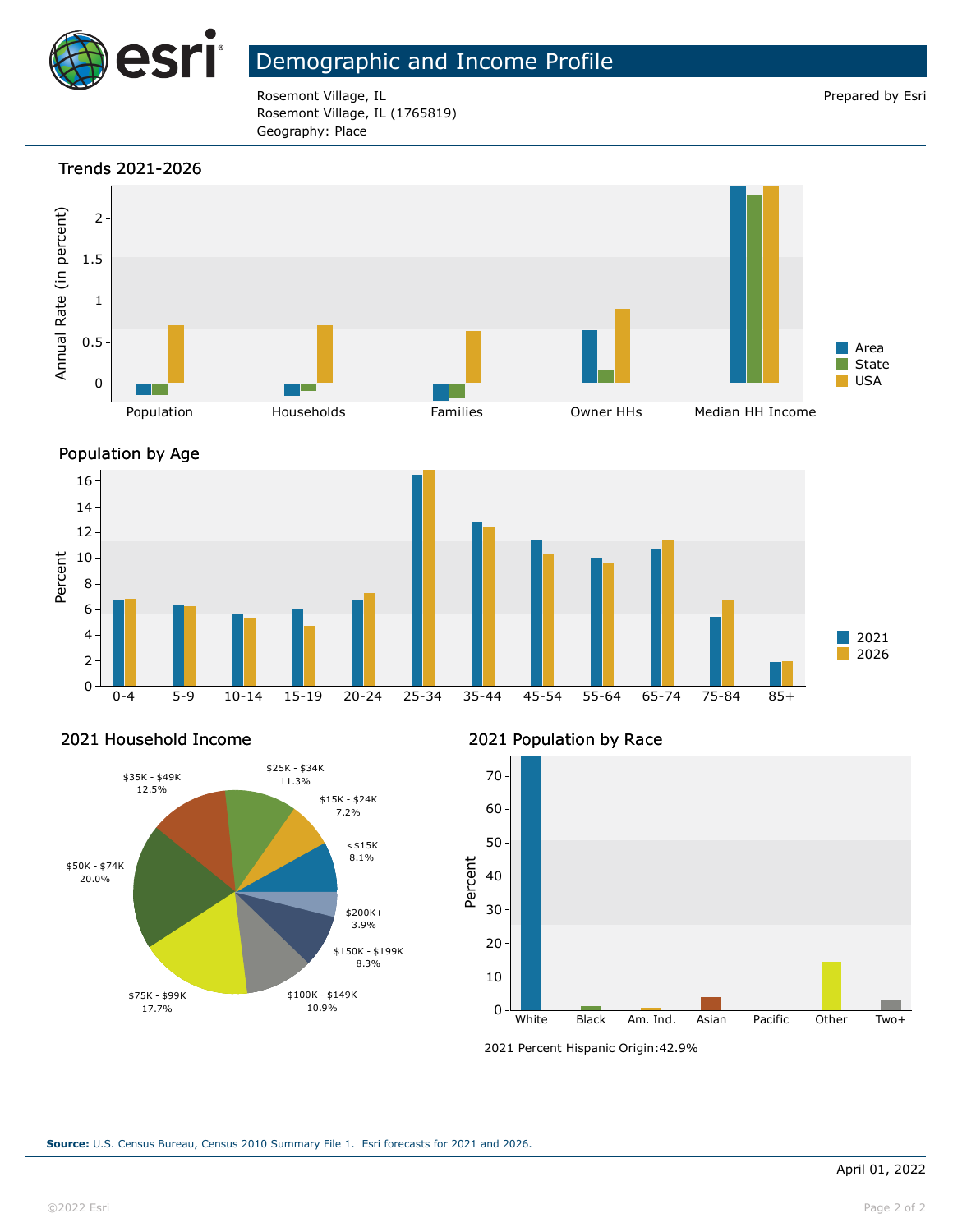# Demographic and Income Profile

Rosemont Village, IL
Rosemont Village, IL (1765819)
Geography: Place

Prepared by Esri

## Trends 2021-2026

Annual Rate (in percent)

2
1.5
1
0.5
0

Population
Households
Families
Owner HHs
Median HH Income

Area
State
USA

## Population by Age

Percent

16
14
12
10
8
6
4
2
0

0-4
5-9
10-14
15-19
20-24
25-34
35-44
45-54
55-64
65-74
75-84
85+

2021
2026

## 2021 Household Income

<$15K 8.1%
$15K - $24K 7.2%
$25K - $34K 11.3%
$35K - $49K 12.5%
$50K - $74K 20.0%
$75K - $99K 17.7%
$100K - $149K 10.9%
$150K - $199K 8.3%
$200K+ 3.9%

## 2021 Population by Race

Percent

70
60
50
40
30
20
10
0

White
Black
Am. Ind.
Asian
Pacific
Other
Two+

2021 Percent Hispanic Origin:42.9%

**Source:** U.S. Census Bureau, Census 2010 Summary File 1. Esri forecasts for 2021 and 2026.

April 01, 2022

©2022 Esri